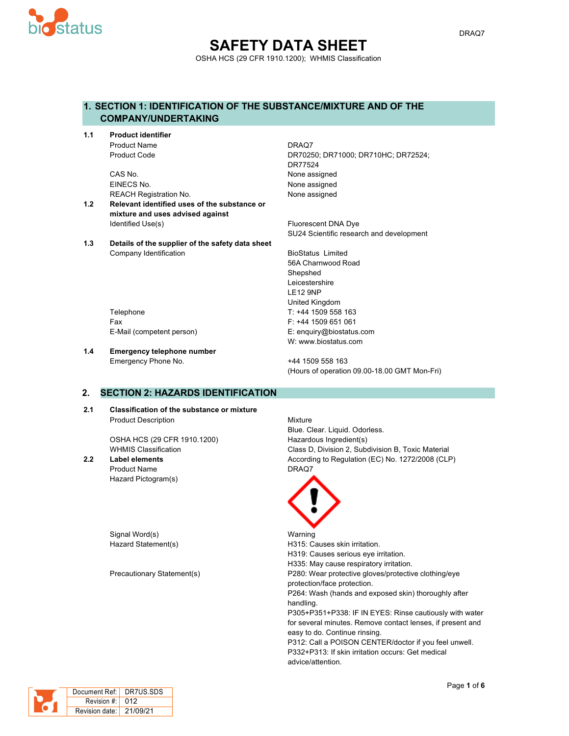# SAFETY DATA SHEET

OSHA HCS (29 CFR 1910.1200); WHMIS Classification

## 1. SECTION 1: IDENTIFICATION OF THE SUBSTANCE/MIXTURE AND OF THE COMPANY/UNDERTAKING

### 1.1 Product identifier

| | |
|---|---|
| Product Name | DRAQ7 |
| Product Code | DR70250; DR71000; DR710HC; DR72524; DR77524 |
| CAS No. | None assigned |
| EINECS No. | None assigned |
| REACH Registration No. | None assigned |

### 1.2 Relevant identified uses of the substance or mixture and uses advised against

| | |
|---|---|
| Identified Use(s) | Fluorescent DNA Dye<br>SU24 Scientific research and development |

### 1.3 Details of the supplier of the safety data sheet

| | |
|---|---|
| Company Identification | BioStatus Limited<br>56A Charnwood Road<br>Shepshed<br>Leicestershire<br>LE12 9NP<br>United Kingdom |
| Telephone | T: +44 1509 558 163 |
| Fax | F: +44 1509 651 061 |
| E-Mail (competent person) | E: enquiry@biostatus.com<br>W: www.biostatus.com |

### 1.4 Emergency telephone number

| | |
|---|---|
| Emergency Phone No. | +44 1509 558 163<br>(Hours of operation 09.00-18.00 GMT Mon-Fri) |

## 2. SECTION 2: HAZARDS IDENTIFICATION

### 2.1 Classification of the substance or mixture

| | |
|---|---|
| Product Description | Mixture<br>Blue. Clear. Liquid. Odorless. |
| OSHA HCS (29 CFR 1910.1200) | Hazardous Ingredient(s) |
| WHMIS Classification | Class D, Division 2, Subdivision B, Toxic Material |

### 2.2 Label elements

According to Regulation (EC) No. 1272/2008 (CLP)

| | |
|---|---|
| Product Name | DRAQ7 |
| Hazard Pictogram(s) | |
| Signal Word(s) | Warning |
| Hazard Statement(s) | H315: Causes skin irritation.<br>H319: Causes serious eye irritation.<br>H335: May cause respiratory irritation. |
| Precautionary Statement(s) | P280: Wear protective gloves/protective clothing/eye protection/face protection.<br>P264: Wash (hands and exposed skin) thoroughly after handling.<br>P305+P351+P338: IF IN EYES: Rinse cautiously with water for several minutes. Remove contact lenses, if present and easy to do. Continue rinsing.<br>P312: Call a POISON CENTER/doctor if you feel unwell.<br>P332+P313: If skin irritation occurs: Get medical advice/attention. |

| | |
|---|---|
| Document Ref: | DR7US.SDS |
| Revision #: | 012 |
| Revision date: | 21/09/21 |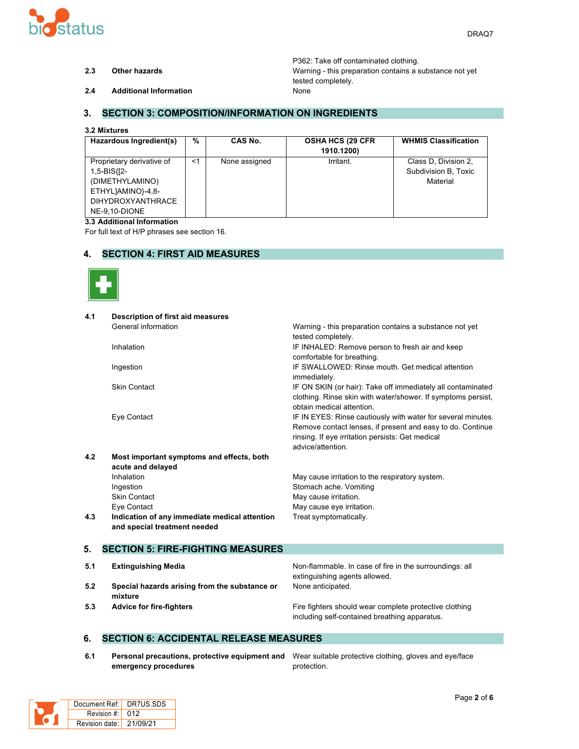| | | |
|---|---|---|
| | | P362: Take off contaminated clothing. |
| **2.3** | **Other hazards** | Warning - this preparation contains a substance not yet tested completely. |
| **2.4** | **Additional Information** | None |

## 3. SECTION 3: COMPOSITION/INFORMATION ON INGREDIENTS

**3.2 Mixtures**

| Hazardous Ingredient(s) | % | CAS No. | OSHA HCS (29 CFR 1910.1200) | WHMIS Classification |
|---|---|---|---|---|
| Proprietary derivative of 1,5-BIS{[2-(DIMETHYLAMINO) ETHYL]AMINO}-4,8-DIHYDROXYANTHRACENE-9,10-DIONE | <1 | None assigned | Irritant. | Class D, Division 2, Subdivision B, Toxic Material |

**3.3 Additional Information**

For full text of H/P phrases see section 16.

## 4. SECTION 4: FIRST AID MEASURES

| | | |
|---|---|---|
| **4.1** | **Description of first aid measures** | |
| | General information | Warning - this preparation contains a substance not yet tested completely. |
| | Inhalation | IF INHALED: Remove person to fresh air and keep comfortable for breathing. |
| | Ingestion | IF SWALLOWED: Rinse mouth. Get medical attention immediately. |
| | Skin Contact | IF ON SKIN (or hair): Take off immediately all contaminated clothing. Rinse skin with water/shower. If symptoms persist, obtain medical attention. |
| | Eye Contact | IF IN EYES: Rinse cautiously with water for several minutes. Remove contact lenses, if present and easy to do. Continue rinsing. If eye irritation persists: Get medical advice/attention. |
| **4.2** | **Most important symptoms and effects, both acute and delayed** | |
| | Inhalation | May cause irritation to the respiratory system. |
| | Ingestion | Stomach ache. Vomiting |
| | Skin Contact | May cause irritation. |
| | Eye Contact | May cause eye irritation. |
| **4.3** | **Indication of any immediate medical attention and special treatment needed** | Treat symptomatically. |

## 5. SECTION 5: FIRE-FIGHTING MEASURES

| | | |
|---|---|---|
| **5.1** | **Extinguishing Media** | Non-flammable. In case of fire in the surroundings: all extinguishing agents allowed. |
| **5.2** | **Special hazards arising from the substance or mixture** | None anticipated. |
| **5.3** | **Advice for fire-fighters** | Fire fighters should wear complete protective clothing including self-contained breathing apparatus. |

## 6. SECTION 6: ACCIDENTAL RELEASE MEASURES

| | | |
|---|---|---|
| **6.1** | **Personal precautions, protective equipment and emergency procedures** | Wear suitable protective clothing, gloves and eye/face protection. |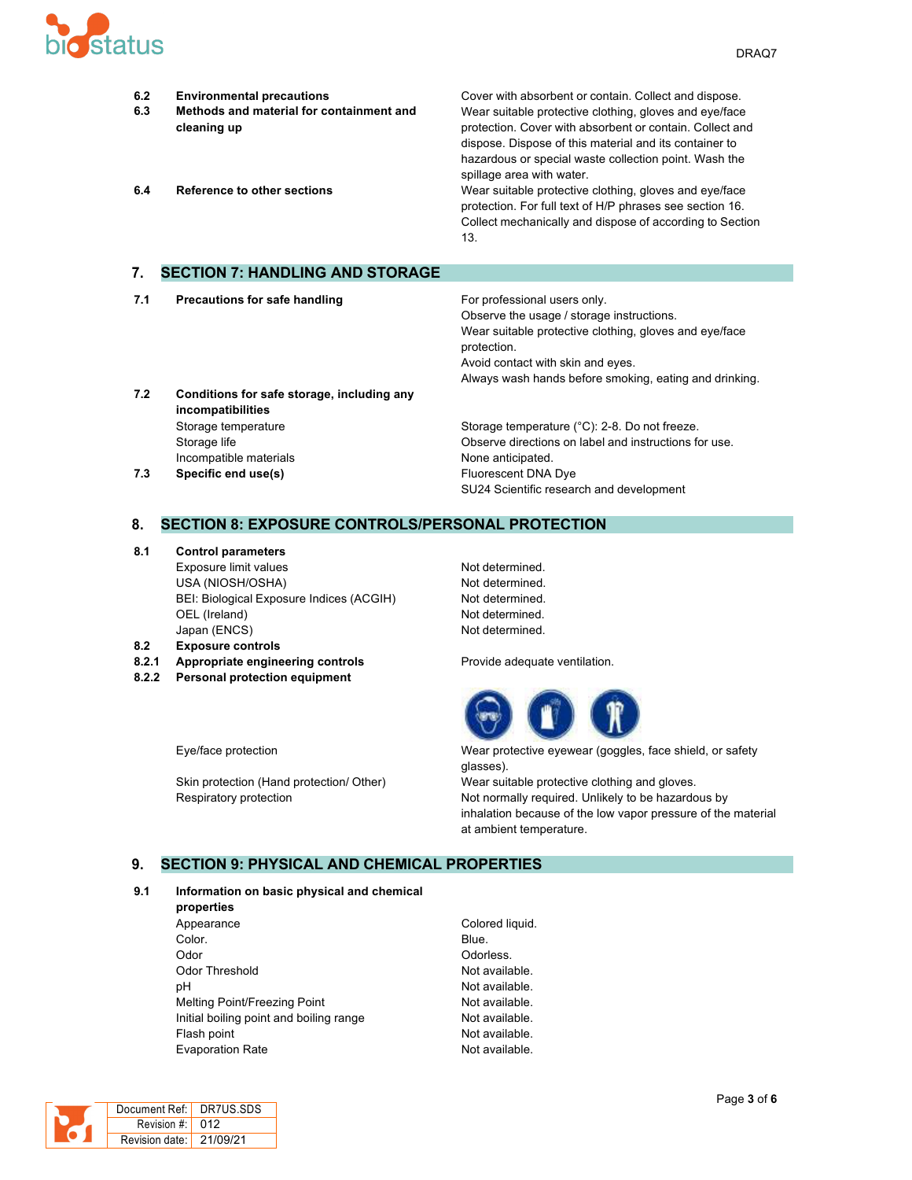| | | |
|---|---|---|
| 6.2 | **Environmental precautions** | Cover with absorbent or contain. Collect and dispose. |
| 6.3 | **Methods and material for containment and cleaning up** | Wear suitable protective clothing, gloves and eye/face protection. Cover with absorbent or contain. Collect and dispose. Dispose of this material and its container to hazardous or special waste collection point. Wash the spillage area with water. |
| 6.4 | **Reference to other sections** | Wear suitable protective clothing, gloves and eye/face protection. For full text of H/P phrases see section 16. Collect mechanically and dispose of according to Section 13. |

## 7. SECTION 7: HANDLING AND STORAGE

| | | |
|---|---|---|
| 7.1 | **Precautions for safe handling** | For professional users only.<br>Observe the usage / storage instructions.<br>Wear suitable protective clothing, gloves and eye/face protection.<br>Avoid contact with skin and eyes.<br>Always wash hands before smoking, eating and drinking. |
| 7.2 | **Conditions for safe storage, including any incompatibilities** | |
| | Storage temperature | Storage temperature (°C): 2-8. Do not freeze. |
| | Storage life | Observe directions on label and instructions for use. |
| | Incompatible materials | None anticipated. |
| 7.3 | **Specific end use(s)** | Fluorescent DNA Dye<br>SU24 Scientific research and development |

## 8. SECTION 8: EXPOSURE CONTROLS/PERSONAL PROTECTION

| | | |
|---|---|---|
| 8.1 | **Control parameters** | |
| | Exposure limit values | Not determined. |
| | USA (NIOSH/OSHA) | Not determined. |
| | BEI: Biological Exposure Indices (ACGIH) | Not determined. |
| | OEL (Ireland) | Not determined. |
| | Japan (ENCS) | Not determined. |
| 8.2 | **Exposure controls** | |
| 8.2.1 | **Appropriate engineering controls** | Provide adequate ventilation. |
| 8.2.2 | **Personal protection equipment** | |
| | Eye/face protection | Wear protective eyewear (goggles, face shield, or safety glasses). |
| | Skin protection (Hand protection/ Other) | Wear suitable protective clothing and gloves. |
| | Respiratory protection | Not normally required. Unlikely to be hazardous by inhalation because of the low vapor pressure of the material at ambient temperature. |

## 9. SECTION 9: PHYSICAL AND CHEMICAL PROPERTIES

| | | |
|---|---|---|
| 9.1 | **Information on basic physical and chemical properties** | |
| | Appearance | Colored liquid. |
| | Color. | Blue. |
| | Odor | Odorless. |
| | Odor Threshold | Not available. |
| | pH | Not available. |
| | Melting Point/Freezing Point | Not available. |
| | Initial boiling point and boiling range | Not available. |
| | Flash point | Not available. |
| | Evaporation Rate | Not available. |

| | |
|---|---|
| Document Ref: | DR7US.SDS |
| Revision #: | 012 |
| Revision date: | 21/09/21 |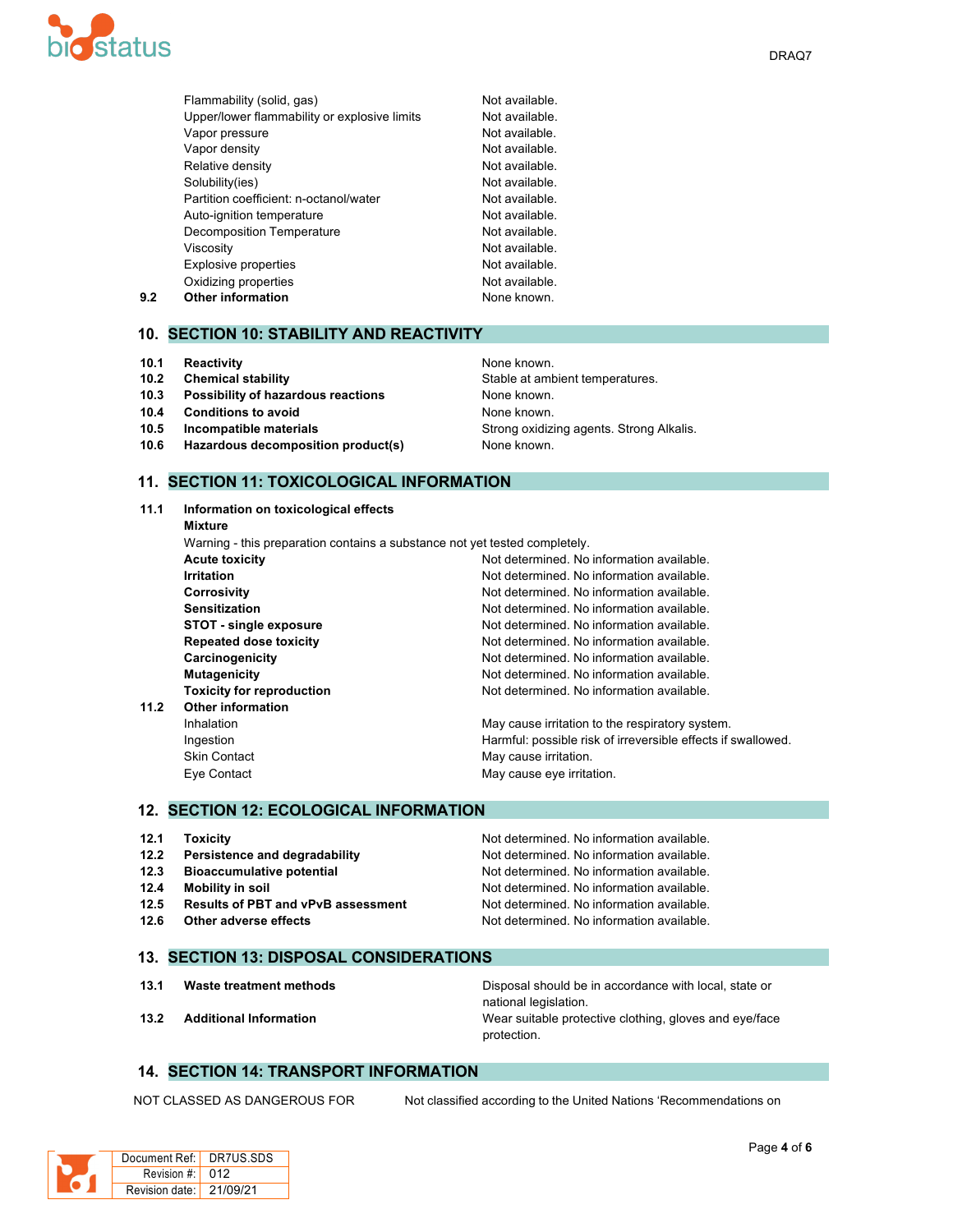| | |
|---|---|
| Flammability (solid, gas) | Not available. |
| Upper/lower flammability or explosive limits | Not available. |
| Vapor pressure | Not available. |
| Vapor density | Not available. |
| Relative density | Not available. |
| Solubility(ies) | Not available. |
| Partition coefficient: n-octanol/water | Not available. |
| Auto-ignition temperature | Not available. |
| Decomposition Temperature | Not available. |
| Viscosity | Not available. |
| Explosive properties | Not available. |
| Oxidizing properties | Not available. |

**9.2 Other information** — None known.

## 10. SECTION 10: STABILITY AND REACTIVITY

| | | |
|---|---|---|
| **10.1** | **Reactivity** | None known. |
| **10.2** | **Chemical stability** | Stable at ambient temperatures. |
| **10.3** | **Possibility of hazardous reactions** | None known. |
| **10.4** | **Conditions to avoid** | None known. |
| **10.5** | **Incompatible materials** | Strong oxidizing agents. Strong Alkalis. |
| **10.6** | **Hazardous decomposition product(s)** | None known. |

## 11. SECTION 11: TOXICOLOGICAL INFORMATION

**11.1 Information on toxicological effects**

**Mixture**

Warning - this preparation contains a substance not yet tested completely.

| | |
|---|---|
| **Acute toxicity** | Not determined. No information available. |
| **Irritation** | Not determined. No information available. |
| **Corrosivity** | Not determined. No information available. |
| **Sensitization** | Not determined. No information available. |
| **STOT - single exposure** | Not determined. No information available. |
| **Repeated dose toxicity** | Not determined. No information available. |
| **Carcinogenicity** | Not determined. No information available. |
| **Mutagenicity** | Not determined. No information available. |
| **Toxicity for reproduction** | Not determined. No information available. |

**11.2 Other information**

| | |
|---|---|
| Inhalation | May cause irritation to the respiratory system. |
| Ingestion | Harmful: possible risk of irreversible effects if swallowed. |
| Skin Contact | May cause irritation. |
| Eye Contact | May cause eye irritation. |

## 12. SECTION 12: ECOLOGICAL INFORMATION

| | | |
|---|---|---|
| **12.1** | **Toxicity** | Not determined. No information available. |
| **12.2** | **Persistence and degradability** | Not determined. No information available. |
| **12.3** | **Bioaccumulative potential** | Not determined. No information available. |
| **12.4** | **Mobility in soil** | Not determined. No information available. |
| **12.5** | **Results of PBT and vPvB assessment** | Not determined. No information available. |
| **12.6** | **Other adverse effects** | Not determined. No information available. |

## 13. SECTION 13: DISPOSAL CONSIDERATIONS

| | | |
|---|---|---|
| **13.1** | **Waste treatment methods** | Disposal should be in accordance with local, state or national legislation. |
| **13.2** | **Additional Information** | Wear suitable protective clothing, gloves and eye/face protection. |

## 14. SECTION 14: TRANSPORT INFORMATION

NOT CLASSED AS DANGEROUS FOR — Not classified according to the United Nations 'Recommendations on

| | |
|---|---|
| Document Ref: | DR7US.SDS |
| Revision #: | 012 |
| Revision date: | 21/09/21 |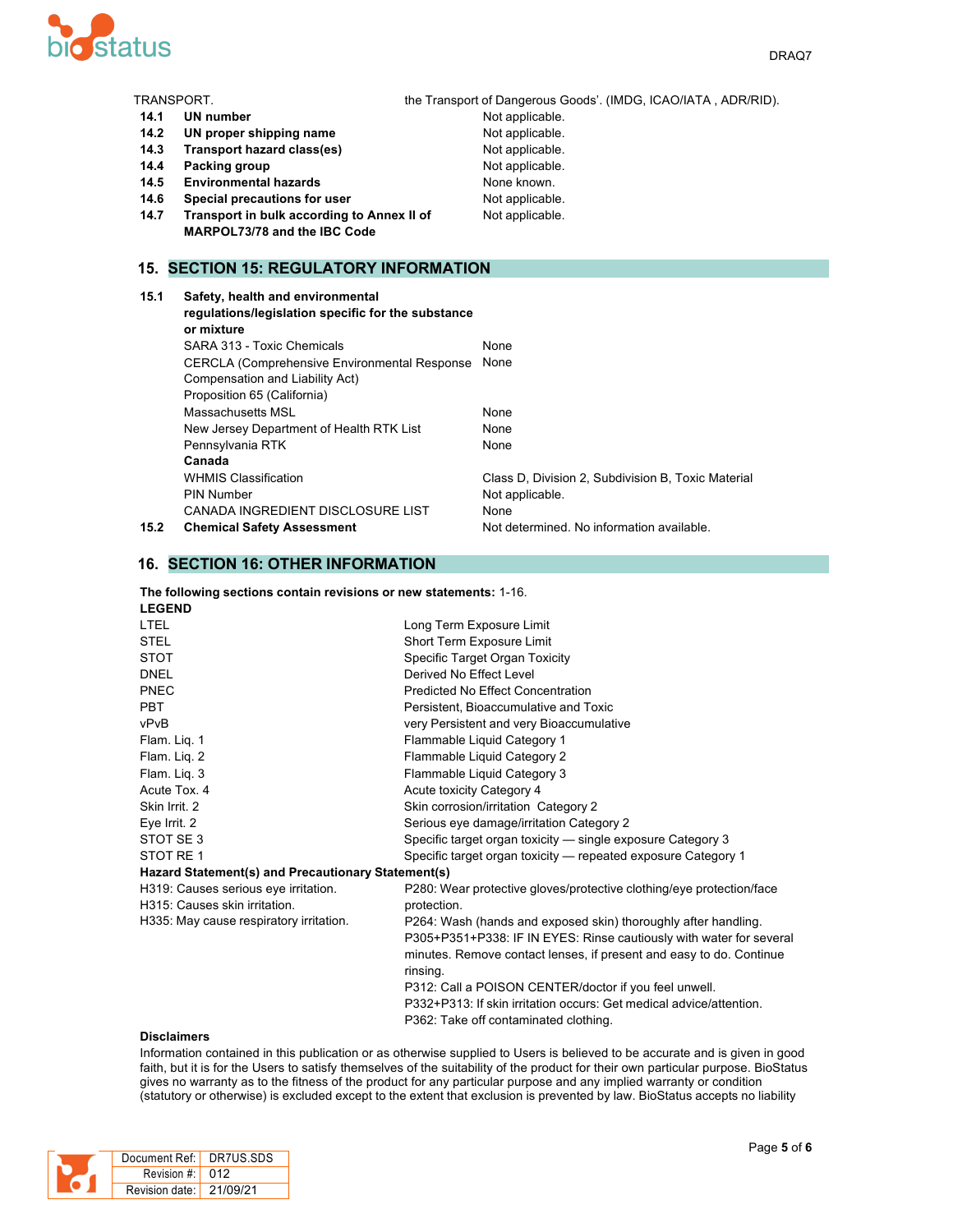| TRANSPORT. | the Transport of Dangerous Goods'. (IMDG, ICAO/IATA , ADR/RID). |
|---|---|
| **14.1 UN number** | Not applicable. |
| **14.2 UN proper shipping name** | Not applicable. |
| **14.3 Transport hazard class(es)** | Not applicable. |
| **14.4 Packing group** | Not applicable. |
| **14.5 Environmental hazards** | None known. |
| **14.6 Special precautions for user** | Not applicable. |
| **14.7 Transport in bulk according to Annex II of MARPOL73/78 and the IBC Code** | Not applicable. |

## 15. SECTION 15: REGULATORY INFORMATION

| **15.1 Safety, health and environmental regulations/legislation specific for the substance or mixture** | |
|---|---|
| SARA 313 - Toxic Chemicals | None |
| CERCLA (Comprehensive Environmental Response Compensation and Liability Act) | None |
| Proposition 65 (California) | |
| Massachusetts MSL | None |
| New Jersey Department of Health RTK List | None |
| Pennsylvania RTK | None |
| **Canada** | |
| WHMIS Classification | Class D, Division 2, Subdivision B, Toxic Material |
| PIN Number | Not applicable. |
| CANADA INGREDIENT DISCLOSURE LIST | None |
| **15.2 Chemical Safety Assessment** | Not determined. No information available. |

## 16. SECTION 16: OTHER INFORMATION

**The following sections contain revisions or new statements:** 1-16.

**LEGEND**

| | |
|---|---|
| LTEL | Long Term Exposure Limit |
| STEL | Short Term Exposure Limit |
| STOT | Specific Target Organ Toxicity |
| DNEL | Derived No Effect Level |
| PNEC | Predicted No Effect Concentration |
| PBT | Persistent, Bioaccumulative and Toxic |
| vPvB | very Persistent and very Bioaccumulative |
| Flam. Liq. 1 | Flammable Liquid Category 1 |
| Flam. Liq. 2 | Flammable Liquid Category 2 |
| Flam. Liq. 3 | Flammable Liquid Category 3 |
| Acute Tox. 4 | Acute toxicity Category 4 |
| Skin Irrit. 2 | Skin corrosion/irritation Category 2 |
| Eye Irrit. 2 | Serious eye damage/irritation Category 2 |
| STOT SE 3 | Specific target organ toxicity — single exposure Category 3 |
| STOT RE 1 | Specific target organ toxicity — repeated exposure Category 1 |

**Hazard Statement(s) and Precautionary Statement(s)**

| | |
|---|---|
| H319: Causes serious eye irritation.<br>H315: Causes skin irritation.<br>H335: May cause respiratory irritation. | P280: Wear protective gloves/protective clothing/eye protection/face protection.<br>P264: Wash (hands and exposed skin) thoroughly after handling.<br>P305+P351+P338: IF IN EYES: Rinse cautiously with water for several minutes. Remove contact lenses, if present and easy to do. Continue rinsing.<br>P312: Call a POISON CENTER/doctor if you feel unwell.<br>P332+P313: If skin irritation occurs: Get medical advice/attention.<br>P362: Take off contaminated clothing. |

**Disclaimers**

Information contained in this publication or as otherwise supplied to Users is believed to be accurate and is given in good faith, but it is for the Users to satisfy themselves of the suitability of the product for their own particular purpose. BioStatus gives no warranty as to the fitness of the product for any particular purpose and any implied warranty or condition (statutory or otherwise) is excluded except to the extent that exclusion is prevented by law. BioStatus accepts no liability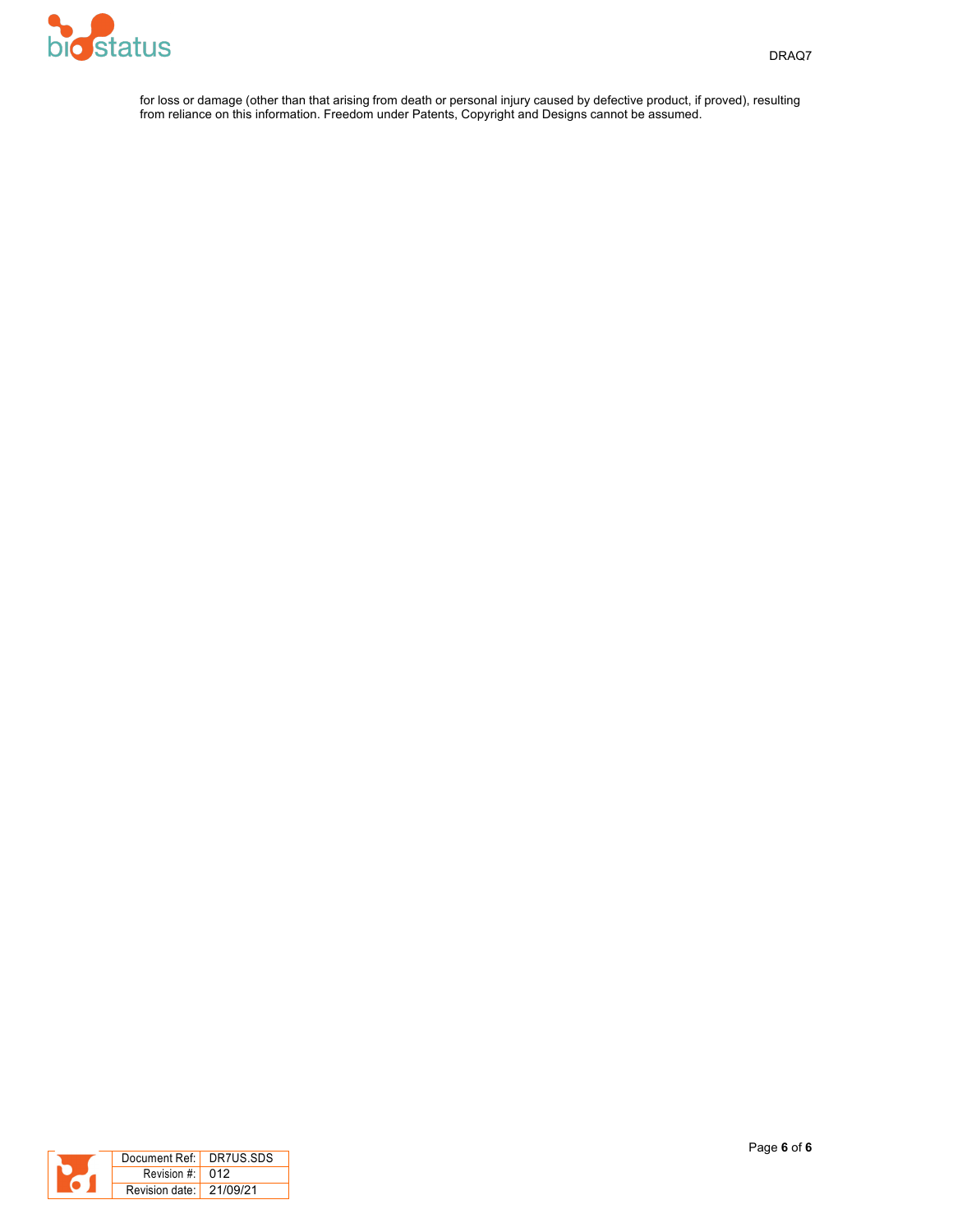for loss or damage (other than that arising from death or personal injury caused by defective product, if proved), resulting from reliance on this information. Freedom under Patents, Copyright and Designs cannot be assumed.